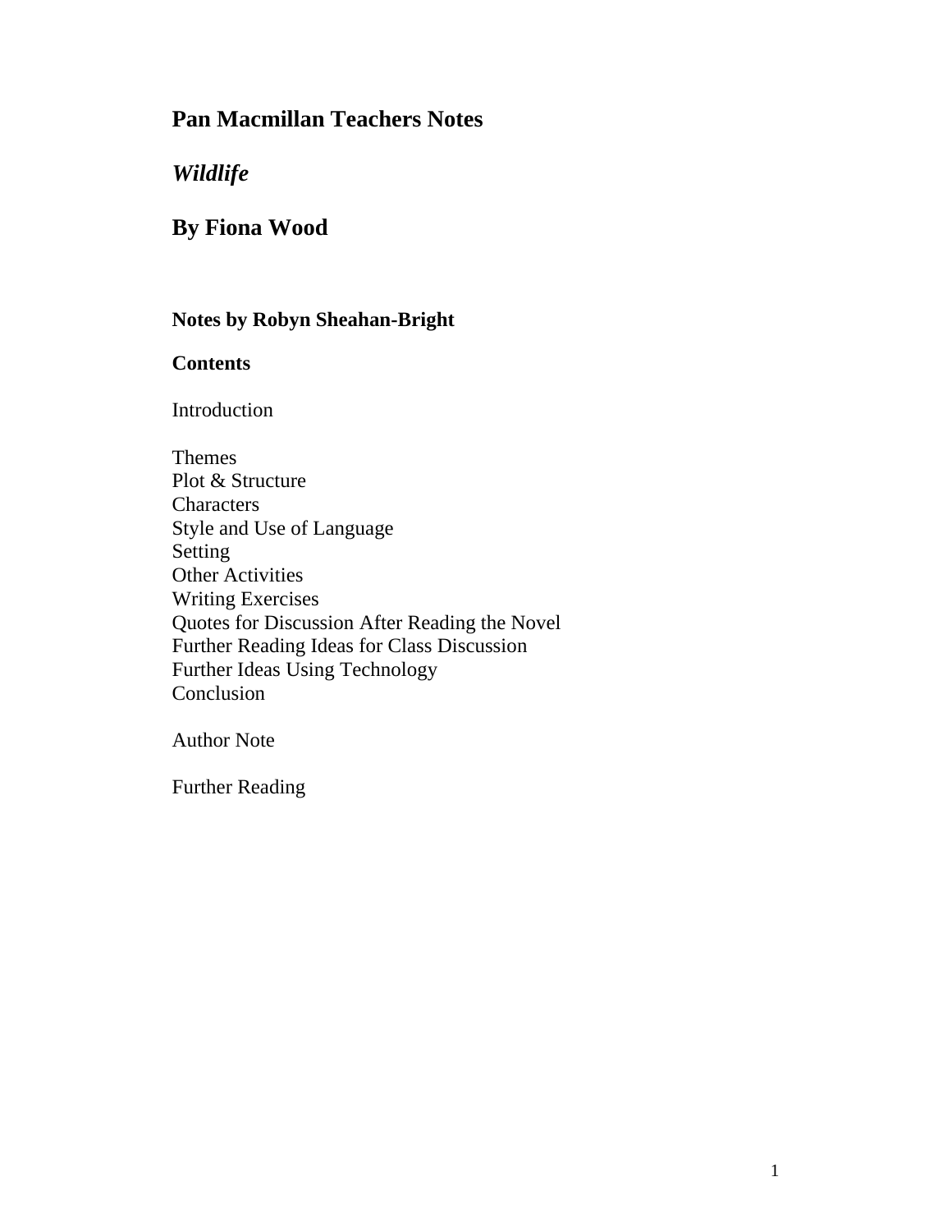# Pan Macmillan Teachers Notes

## *Wildlife*

## By Fiona Wood

**Notes by Robyn Sheahan-Bright**

**Contents**

Introduction

Themes
Plot & Structure
Characters
Style and Use of Language
Setting
Other Activities
Writing Exercises
Quotes for Discussion After Reading the Novel
Further Reading Ideas for Class Discussion
Further Ideas Using Technology
Conclusion

Author Note

Further Reading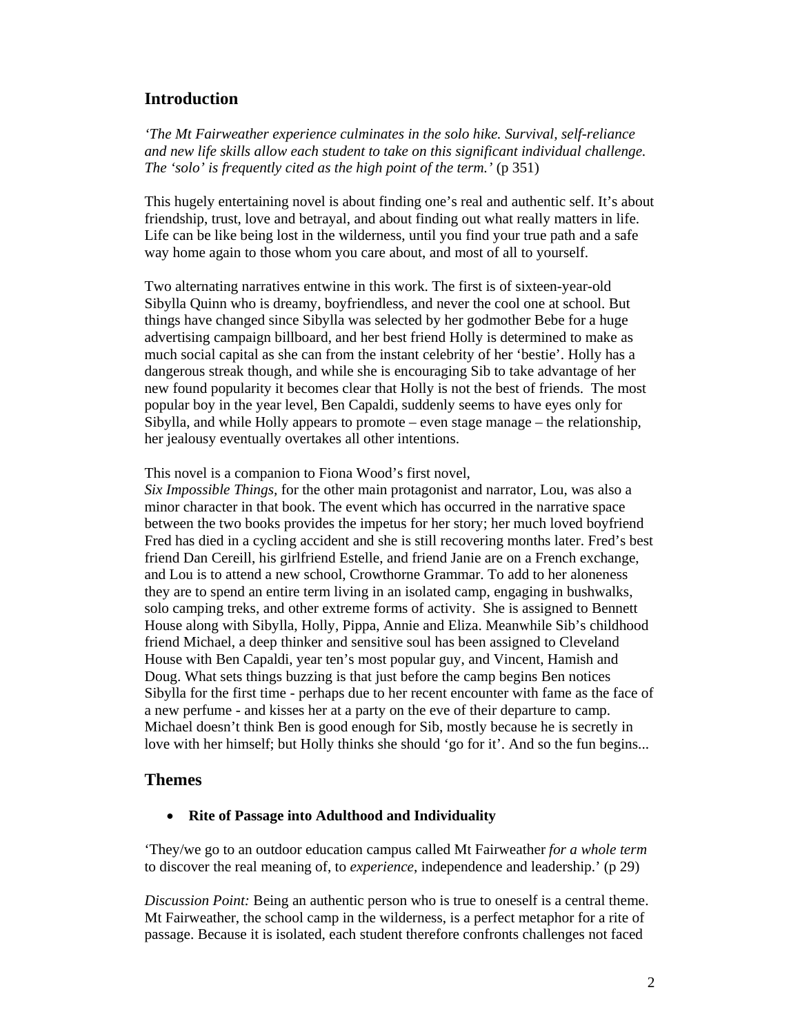## Introduction

*'The Mt Fairweather experience culminates in the solo hike. Survival, self-reliance and new life skills allow each student to take on this significant individual challenge. The 'solo' is frequently cited as the high point of the term.'* (p 351)

This hugely entertaining novel is about finding one's real and authentic self. It's about friendship, trust, love and betrayal, and about finding out what really matters in life. Life can be like being lost in the wilderness, until you find your true path and a safe way home again to those whom you care about, and most of all to yourself.

Two alternating narratives entwine in this work. The first is of sixteen-year-old Sibylla Quinn who is dreamy, boyfriendless, and never the cool one at school. But things have changed since Sibylla was selected by her godmother Bebe for a huge advertising campaign billboard, and her best friend Holly is determined to make as much social capital as she can from the instant celebrity of her 'bestie'. Holly has a dangerous streak though, and while she is encouraging Sib to take advantage of her new found popularity it becomes clear that Holly is not the best of friends. The most popular boy in the year level, Ben Capaldi, suddenly seems to have eyes only for Sibylla, and while Holly appears to promote – even stage manage – the relationship, her jealousy eventually overtakes all other intentions.

This novel is a companion to Fiona Wood's first novel, *Six Impossible Things*, for the other main protagonist and narrator, Lou, was also a minor character in that book. The event which has occurred in the narrative space between the two books provides the impetus for her story; her much loved boyfriend Fred has died in a cycling accident and she is still recovering months later. Fred's best friend Dan Cereill, his girlfriend Estelle, and friend Janie are on a French exchange, and Lou is to attend a new school, Crowthorne Grammar. To add to her aloneness they are to spend an entire term living in an isolated camp, engaging in bushwalks, solo camping treks, and other extreme forms of activity. She is assigned to Bennett House along with Sibylla, Holly, Pippa, Annie and Eliza. Meanwhile Sib's childhood friend Michael, a deep thinker and sensitive soul has been assigned to Cleveland House with Ben Capaldi, year ten's most popular guy, and Vincent, Hamish and Doug. What sets things buzzing is that just before the camp begins Ben notices Sibylla for the first time - perhaps due to her recent encounter with fame as the face of a new perfume - and kisses her at a party on the eve of their departure to camp. Michael doesn't think Ben is good enough for Sib, mostly because he is secretly in love with her himself; but Holly thinks she should 'go for it'. And so the fun begins...

## Themes

- **Rite of Passage into Adulthood and Individuality**

'They/we go to an outdoor education campus called Mt Fairweather *for a whole term* to discover the real meaning of, to *experience*, independence and leadership.' (p 29)

*Discussion Point:* Being an authentic person who is true to oneself is a central theme. Mt Fairweather, the school camp in the wilderness, is a perfect metaphor for a rite of passage. Because it is isolated, each student therefore confronts challenges not faced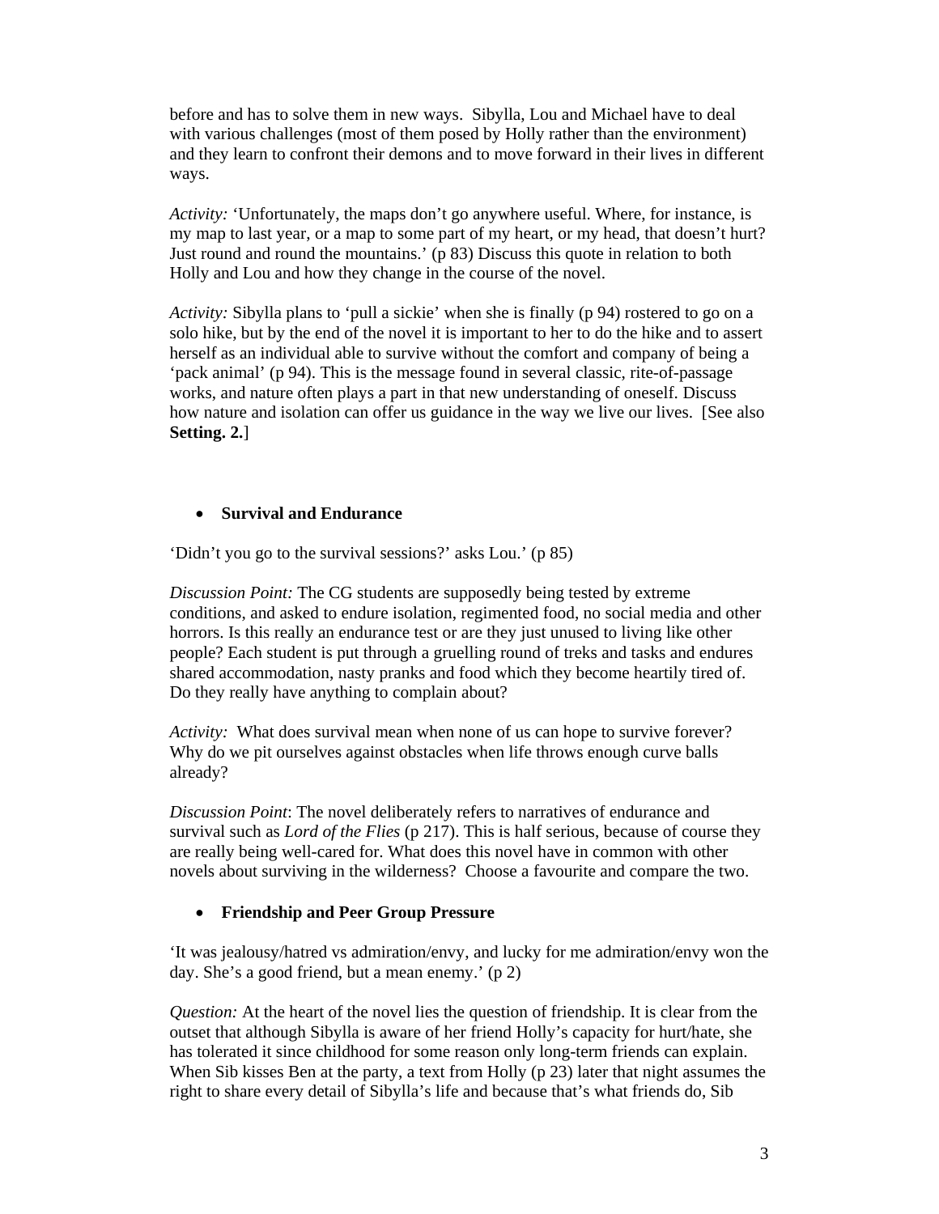before and has to solve them in new ways. Sibylla, Lou and Michael have to deal with various challenges (most of them posed by Holly rather than the environment) and they learn to confront their demons and to move forward in their lives in different ways.

*Activity:* 'Unfortunately, the maps don't go anywhere useful. Where, for instance, is my map to last year, or a map to some part of my heart, or my head, that doesn't hurt? Just round and round the mountains.' (p 83) Discuss this quote in relation to both Holly and Lou and how they change in the course of the novel.

*Activity:* Sibylla plans to 'pull a sickie' when she is finally (p 94) rostered to go on a solo hike, but by the end of the novel it is important to her to do the hike and to assert herself as an individual able to survive without the comfort and company of being a 'pack animal' (p 94). This is the message found in several classic, rite-of-passage works, and nature often plays a part in that new understanding of oneself. Discuss how nature and isolation can offer us guidance in the way we live our lives. [See also **Setting. 2.**]

- **Survival and Endurance**

'Didn't you go to the survival sessions?' asks Lou.' (p 85)

*Discussion Point:* The CG students are supposedly being tested by extreme conditions, and asked to endure isolation, regimented food, no social media and other horrors. Is this really an endurance test or are they just unused to living like other people? Each student is put through a gruelling round of treks and tasks and endures shared accommodation, nasty pranks and food which they become heartily tired of. Do they really have anything to complain about?

*Activity:* What does survival mean when none of us can hope to survive forever? Why do we pit ourselves against obstacles when life throws enough curve balls already?

*Discussion Point*: The novel deliberately refers to narratives of endurance and survival such as *Lord of the Flies* (p 217). This is half serious, because of course they are really being well-cared for. What does this novel have in common with other novels about surviving in the wilderness? Choose a favourite and compare the two.

- **Friendship and Peer Group Pressure**

'It was jealousy/hatred vs admiration/envy, and lucky for me admiration/envy won the day. She's a good friend, but a mean enemy.' (p 2)

*Question:* At the heart of the novel lies the question of friendship. It is clear from the outset that although Sibylla is aware of her friend Holly's capacity for hurt/hate, she has tolerated it since childhood for some reason only long-term friends can explain. When Sib kisses Ben at the party, a text from Holly (p 23) later that night assumes the right to share every detail of Sibylla's life and because that's what friends do, Sib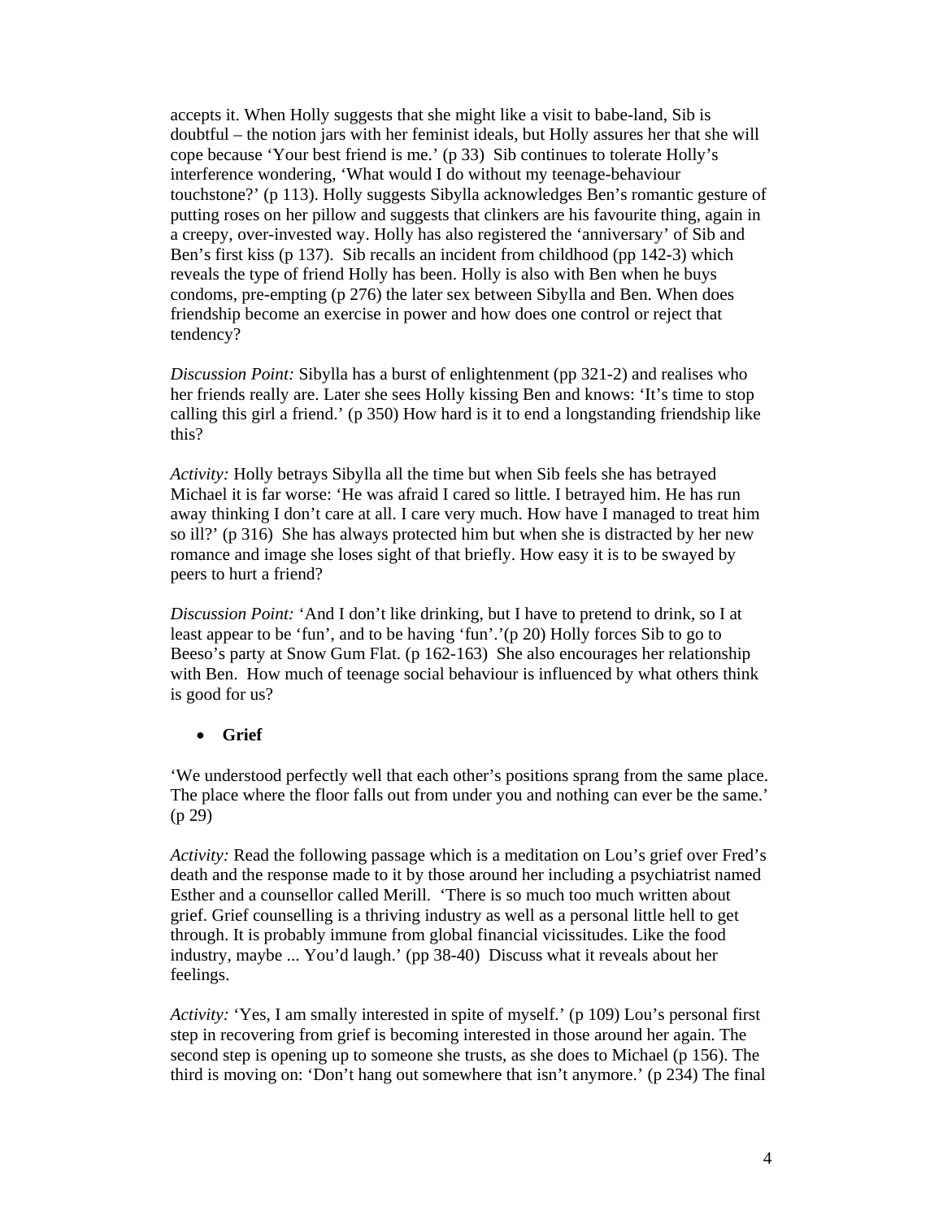accepts it. When Holly suggests that she might like a visit to babe-land, Sib is doubtful – the notion jars with her feminist ideals, but Holly assures her that she will cope because 'Your best friend is me.' (p 33) Sib continues to tolerate Holly's interference wondering, 'What would I do without my teenage-behaviour touchstone?' (p 113). Holly suggests Sibylla acknowledges Ben's romantic gesture of putting roses on her pillow and suggests that clinkers are his favourite thing, again in a creepy, over-invested way. Holly has also registered the 'anniversary' of Sib and Ben's first kiss (p 137). Sib recalls an incident from childhood (pp 142-3) which reveals the type of friend Holly has been. Holly is also with Ben when he buys condoms, pre-empting (p 276) the later sex between Sibylla and Ben. When does friendship become an exercise in power and how does one control or reject that tendency?

*Discussion Point:* Sibylla has a burst of enlightenment (pp 321-2) and realises who her friends really are. Later she sees Holly kissing Ben and knows: 'It's time to stop calling this girl a friend.' (p 350) How hard is it to end a longstanding friendship like this?

*Activity:* Holly betrays Sibylla all the time but when Sib feels she has betrayed Michael it is far worse: 'He was afraid I cared so little. I betrayed him. He has run away thinking I don't care at all. I care very much. How have I managed to treat him so ill?' (p 316) She has always protected him but when she is distracted by her new romance and image she loses sight of that briefly. How easy it is to be swayed by peers to hurt a friend?

*Discussion Point:* 'And I don't like drinking, but I have to pretend to drink, so I at least appear to be 'fun', and to be having 'fun'.'(p 20) Holly forces Sib to go to Beeso's party at Snow Gum Flat. (p 162-163) She also encourages her relationship with Ben. How much of teenage social behaviour is influenced by what others think is good for us?

- **Grief**

'We understood perfectly well that each other's positions sprang from the same place. The place where the floor falls out from under you and nothing can ever be the same.' (p 29)

*Activity:* Read the following passage which is a meditation on Lou's grief over Fred's death and the response made to it by those around her including a psychiatrist named Esther and a counsellor called Merill. 'There is so much too much written about grief. Grief counselling is a thriving industry as well as a personal little hell to get through. It is probably immune from global financial vicissitudes. Like the food industry, maybe ... You'd laugh.' (pp 38-40) Discuss what it reveals about her feelings.

*Activity:* 'Yes, I am smally interested in spite of myself.' (p 109) Lou's personal first step in recovering from grief is becoming interested in those around her again. The second step is opening up to someone she trusts, as she does to Michael (p 156). The third is moving on: 'Don't hang out somewhere that isn't anymore.' (p 234) The final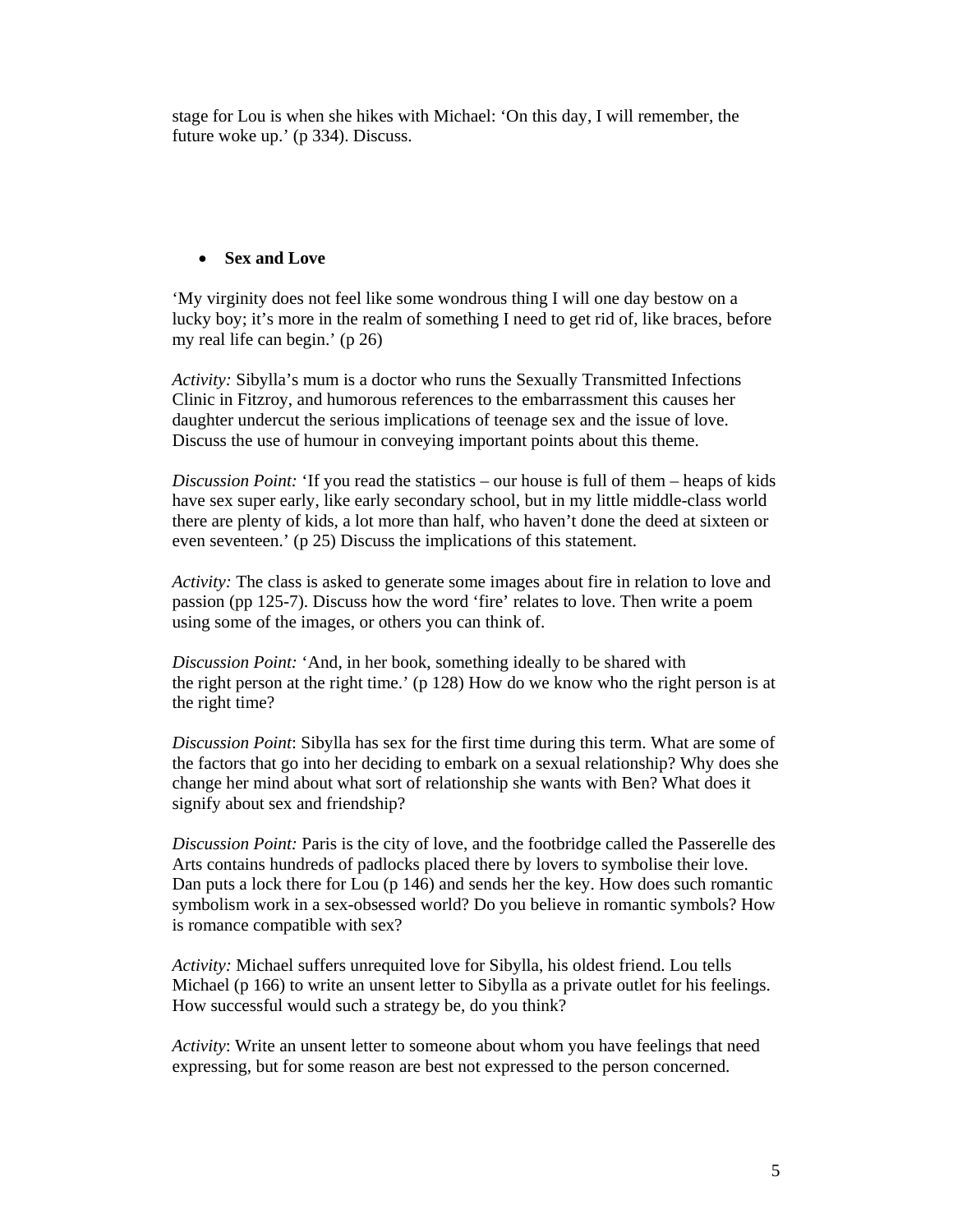stage for Lou is when she hikes with Michael: 'On this day, I will remember, the future woke up.' (p 334). Discuss.

- **Sex and Love**

'My virginity does not feel like some wondrous thing I will one day bestow on a lucky boy; it's more in the realm of something I need to get rid of, like braces, before my real life can begin.' (p 26)

*Activity:* Sibylla's mum is a doctor who runs the Sexually Transmitted Infections Clinic in Fitzroy, and humorous references to the embarrassment this causes her daughter undercut the serious implications of teenage sex and the issue of love. Discuss the use of humour in conveying important points about this theme.

*Discussion Point:* 'If you read the statistics – our house is full of them – heaps of kids have sex super early, like early secondary school, but in my little middle-class world there are plenty of kids, a lot more than half, who haven't done the deed at sixteen or even seventeen.' (p 25) Discuss the implications of this statement.

*Activity:* The class is asked to generate some images about fire in relation to love and passion (pp 125-7). Discuss how the word 'fire' relates to love. Then write a poem using some of the images, or others you can think of.

*Discussion Point:* 'And, in her book, something ideally to be shared with the right person at the right time.' (p 128) How do we know who the right person is at the right time?

*Discussion Point*: Sibylla has sex for the first time during this term. What are some of the factors that go into her deciding to embark on a sexual relationship? Why does she change her mind about what sort of relationship she wants with Ben? What does it signify about sex and friendship?

*Discussion Point:* Paris is the city of love, and the footbridge called the Passerelle des Arts contains hundreds of padlocks placed there by lovers to symbolise their love. Dan puts a lock there for Lou (p 146) and sends her the key. How does such romantic symbolism work in a sex-obsessed world? Do you believe in romantic symbols? How is romance compatible with sex?

*Activity:* Michael suffers unrequited love for Sibylla, his oldest friend. Lou tells Michael (p 166) to write an unsent letter to Sibylla as a private outlet for his feelings. How successful would such a strategy be, do you think?

*Activity*: Write an unsent letter to someone about whom you have feelings that need expressing, but for some reason are best not expressed to the person concerned.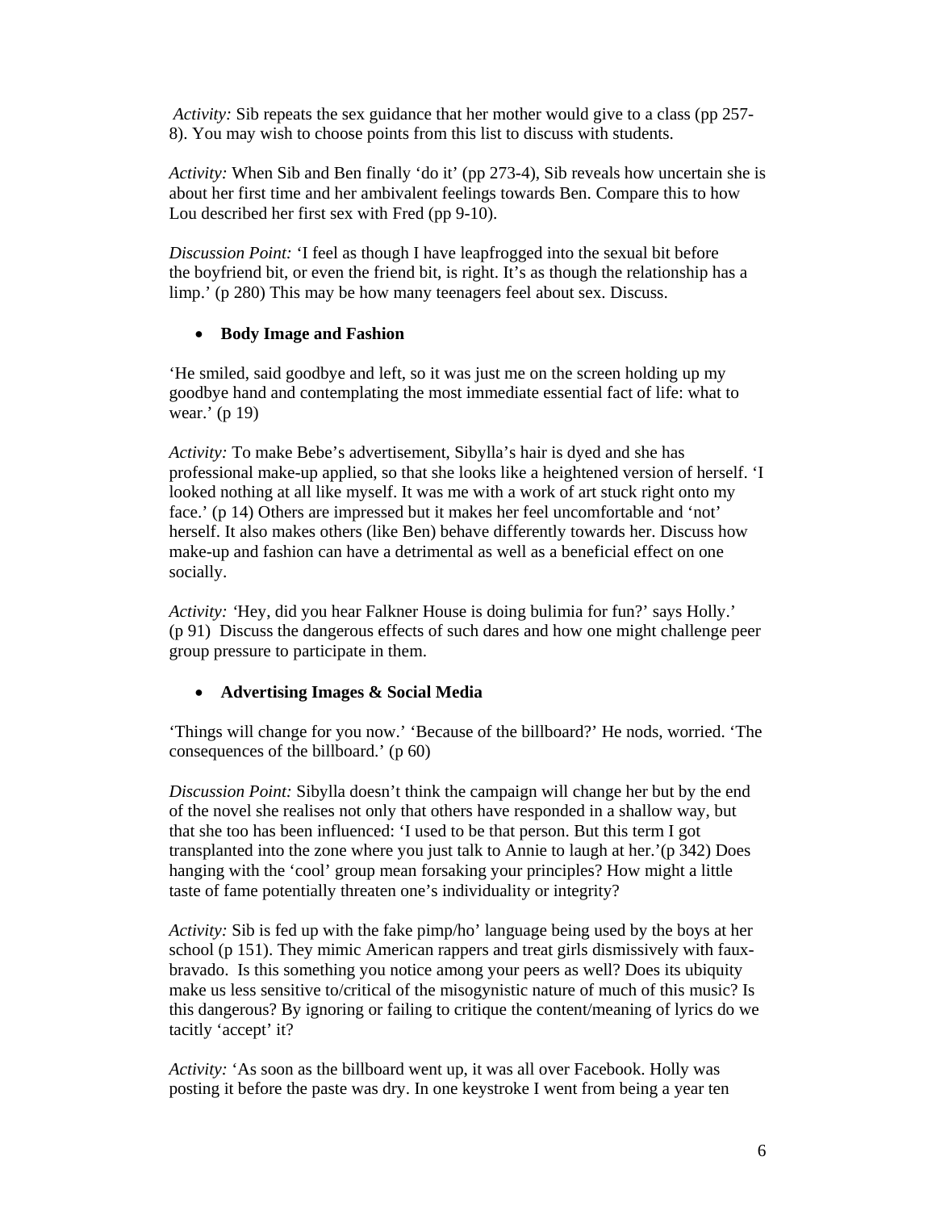*Activity:* Sib repeats the sex guidance that her mother would give to a class (pp 257-8). You may wish to choose points from this list to discuss with students.

*Activity:* When Sib and Ben finally 'do it' (pp 273-4), Sib reveals how uncertain she is about her first time and her ambivalent feelings towards Ben. Compare this to how Lou described her first sex with Fred (pp 9-10).

*Discussion Point:* 'I feel as though I have leapfrogged into the sexual bit before the boyfriend bit, or even the friend bit, is right. It's as though the relationship has a limp.' (p 280) This may be how many teenagers feel about sex. Discuss.

- **Body Image and Fashion**

'He smiled, said goodbye and left, so it was just me on the screen holding up my goodbye hand and contemplating the most immediate essential fact of life: what to wear.' (p 19)

*Activity:* To make Bebe's advertisement, Sibylla's hair is dyed and she has professional make-up applied, so that she looks like a heightened version of herself. 'I looked nothing at all like myself. It was me with a work of art stuck right onto my face.' (p 14) Others are impressed but it makes her feel uncomfortable and 'not' herself. It also makes others (like Ben) behave differently towards her. Discuss how make-up and fashion can have a detrimental as well as a beneficial effect on one socially.

*Activity:* 'Hey, did you hear Falkner House is doing bulimia for fun?' says Holly.' (p 91) Discuss the dangerous effects of such dares and how one might challenge peer group pressure to participate in them.

- **Advertising Images & Social Media**

'Things will change for you now.' 'Because of the billboard?' He nods, worried. 'The consequences of the billboard.' (p 60)

*Discussion Point:* Sibylla doesn't think the campaign will change her but by the end of the novel she realises not only that others have responded in a shallow way, but that she too has been influenced: 'I used to be that person. But this term I got transplanted into the zone where you just talk to Annie to laugh at her.'(p 342) Does hanging with the 'cool' group mean forsaking your principles? How might a little taste of fame potentially threaten one's individuality or integrity?

*Activity:* Sib is fed up with the fake pimp/ho' language being used by the boys at her school (p 151). They mimic American rappers and treat girls dismissively with faux-bravado. Is this something you notice among your peers as well? Does its ubiquity make us less sensitive to/critical of the misogynistic nature of much of this music? Is this dangerous? By ignoring or failing to critique the content/meaning of lyrics do we tacitly 'accept' it?

*Activity:* 'As soon as the billboard went up, it was all over Facebook. Holly was posting it before the paste was dry. In one keystroke I went from being a year ten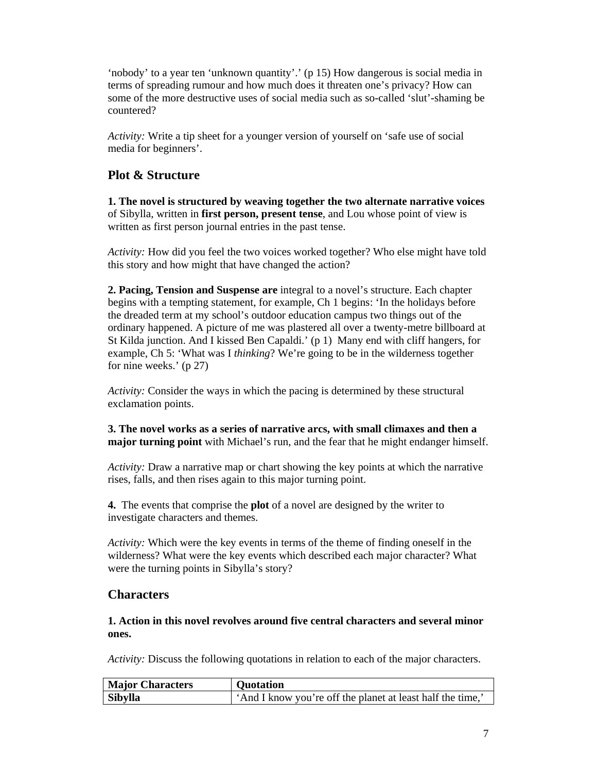‘nobody’ to a year ten ‘unknown quantity’.’ (p 15) How dangerous is social media in terms of spreading rumour and how much does it threaten one’s privacy? How can some of the more destructive uses of social media such as so-called ‘slut’-shaming be countered?

*Activity:* Write a tip sheet for a younger version of yourself on ‘safe use of social media for beginners’.

## Plot & Structure

**1. The novel is structured by weaving together the two alternate narrative voices** of Sibylla, written in **first person, present tense**, and Lou whose point of view is written as first person journal entries in the past tense.

*Activity:* How did you feel the two voices worked together? Who else might have told this story and how might that have changed the action?

**2. Pacing, Tension and Suspense are** integral to a novel’s structure. Each chapter begins with a tempting statement, for example, Ch 1 begins: ‘In the holidays before the dreaded term at my school’s outdoor education campus two things out of the ordinary happened. A picture of me was plastered all over a twenty-metre billboard at St Kilda junction. And I kissed Ben Capaldi.’ (p 1) Many end with cliff hangers, for example, Ch 5: ‘What was I *thinking*? We’re going to be in the wilderness together for nine weeks.’ (p 27)

*Activity:* Consider the ways in which the pacing is determined by these structural exclamation points.

**3. The novel works as a series of narrative arcs, with small climaxes and then a major turning point** with Michael’s run, and the fear that he might endanger himself.

*Activity:* Draw a narrative map or chart showing the key points at which the narrative rises, falls, and then rises again to this major turning point.

**4.** The events that comprise the **plot** of a novel are designed by the writer to investigate characters and themes.

*Activity:* Which were the key events in terms of the theme of finding oneself in the wilderness? What were the key events which described each major character? What were the turning points in Sibylla’s story?

## Characters

**1. Action in this novel revolves around five central characters and several minor ones.**

*Activity:* Discuss the following quotations in relation to each of the major characters.

| Major Characters | Quotation |
|---|---|
| **Sibylla** | ‘And I know you’re off the planet at least half the time,’ |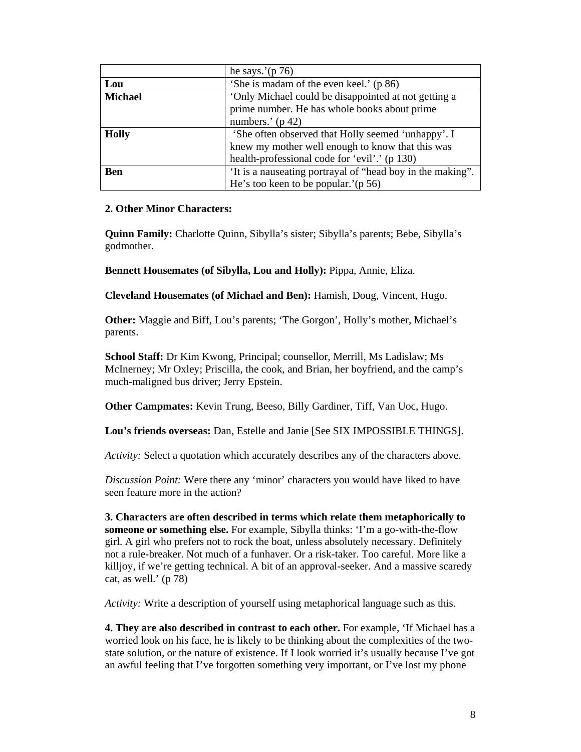| | he says.'(p 76) |
|---|---|
| **Lou** | 'She is madam of the even keel.' (p 86) |
| **Michael** | 'Only Michael could be disappointed at not getting a prime number. He has whole books about prime numbers.' (p 42) |
| **Holly** | 'She often observed that Holly seemed 'unhappy'. I knew my mother well enough to know that this was health-professional code for 'evil'.' (p 130) |
| **Ben** | 'It is a nauseating portrayal of "head boy in the making". He's too keen to be popular.'(p 56) |

**2. Other Minor Characters:**

**Quinn Family:** Charlotte Quinn, Sibylla's sister; Sibylla's parents; Bebe, Sibylla's godmother.

**Bennett Housemates (of Sibylla, Lou and Holly):** Pippa, Annie, Eliza.

**Cleveland Housemates (of Michael and Ben):** Hamish, Doug, Vincent, Hugo.

**Other:** Maggie and Biff, Lou's parents; 'The Gorgon', Holly's mother, Michael's parents.

**School Staff:** Dr Kim Kwong, Principal; counsellor, Merrill, Ms Ladislaw; Ms McInerney; Mr Oxley; Priscilla, the cook, and Brian, her boyfriend, and the camp's much-maligned bus driver; Jerry Epstein.

**Other Campmates:** Kevin Trung, Beeso, Billy Gardiner, Tiff, Van Uoc, Hugo.

**Lou's friends overseas:** Dan, Estelle and Janie [See SIX IMPOSSIBLE THINGS].

*Activity:* Select a quotation which accurately describes any of the characters above.

*Discussion Point:* Were there any 'minor' characters you would have liked to have seen feature more in the action?

**3. Characters are often described in terms which relate them metaphorically to someone or something else.** For example, Sibylla thinks: 'I'm a go-with-the-flow girl. A girl who prefers not to rock the boat, unless absolutely necessary. Definitely not a rule-breaker. Not much of a funhaver. Or a risk-taker. Too careful. More like a killjoy, if we're getting technical. A bit of an approval-seeker. And a massive scaredy cat, as well.' (p 78)

*Activity:* Write a description of yourself using metaphorical language such as this.

**4. They are also described in contrast to each other.** For example, 'If Michael has a worried look on his face, he is likely to be thinking about the complexities of the two-state solution, or the nature of existence. If I look worried it's usually because I've got an awful feeling that I've forgotten something very important, or I've lost my phone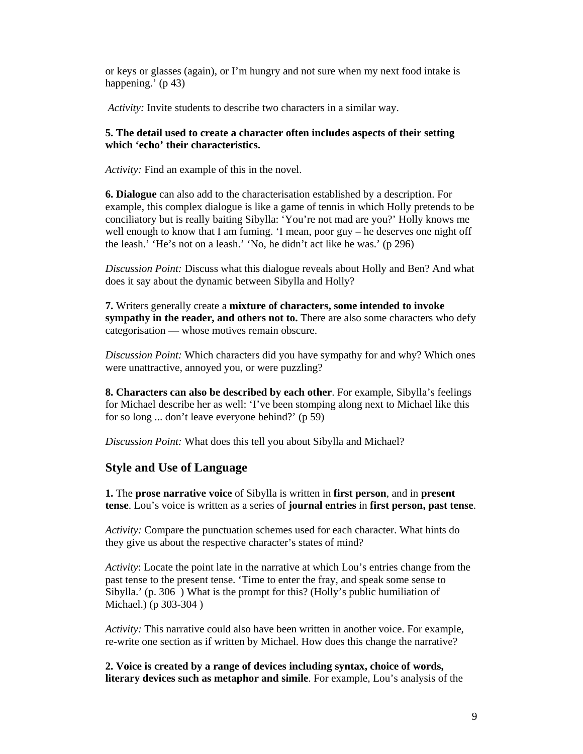or keys or glasses (again), or I'm hungry and not sure when my next food intake is happening.' (p 43)

*Activity:* Invite students to describe two characters in a similar way.

**5. The detail used to create a character often includes aspects of their setting which 'echo' their characteristics.**

*Activity:* Find an example of this in the novel.

**6. Dialogue** can also add to the characterisation established by a description. For example, this complex dialogue is like a game of tennis in which Holly pretends to be conciliatory but is really baiting Sibylla: 'You're not mad are you?' Holly knows me well enough to know that I am fuming. 'I mean, poor guy – he deserves one night off the leash.' 'He's not on a leash.' 'No, he didn't act like he was.' (p 296)

*Discussion Point:* Discuss what this dialogue reveals about Holly and Ben? And what does it say about the dynamic between Sibylla and Holly?

**7.** Writers generally create a **mixture of characters, some intended to invoke sympathy in the reader, and others not to.** There are also some characters who defy categorisation — whose motives remain obscure.

*Discussion Point:* Which characters did you have sympathy for and why? Which ones were unattractive, annoyed you, or were puzzling?

**8. Characters can also be described by each other**. For example, Sibylla's feelings for Michael describe her as well: 'I've been stomping along next to Michael like this for so long ... don't leave everyone behind?' (p 59)

*Discussion Point:* What does this tell you about Sibylla and Michael?

## Style and Use of Language

**1.** The **prose narrative voice** of Sibylla is written in **first person**, and in **present tense**. Lou's voice is written as a series of **journal entries** in **first person, past tense**.

*Activity:* Compare the punctuation schemes used for each character. What hints do they give us about the respective character's states of mind?

*Activity*: Locate the point late in the narrative at which Lou's entries change from the past tense to the present tense. 'Time to enter the fray, and speak some sense to Sibylla.' (p. 306 ) What is the prompt for this? (Holly's public humiliation of Michael.) (p 303-304 )

*Activity:* This narrative could also have been written in another voice. For example, re-write one section as if written by Michael. How does this change the narrative?

**2. Voice is created by a range of devices including syntax, choice of words, literary devices such as metaphor and simile**. For example, Lou's analysis of the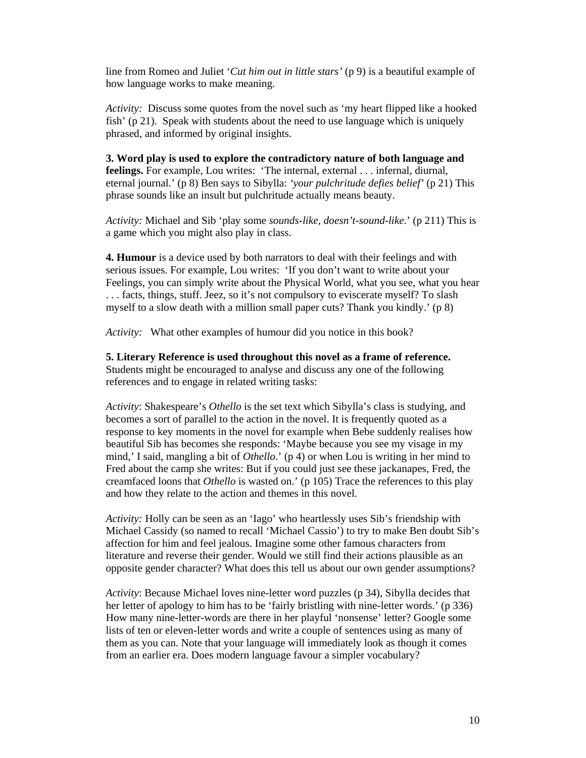line from Romeo and Juliet '*Cut him out in little stars'* (p 9) is a beautiful example of how language works to make meaning.

*Activity:* Discuss some quotes from the novel such as 'my heart flipped like a hooked fish' (p 21). Speak with students about the need to use language which is uniquely phrased, and informed by original insights.

**3. Word play is used to explore the contradictory nature of both language and feelings.** For example, Lou writes: 'The internal, external . . . infernal, diurnal, eternal journal.' (p 8) Ben says to Sibylla: *'your pulchritude defies belief'* (p 21) This phrase sounds like an insult but pulchritude actually means beauty.

*Activity:* Michael and Sib 'play some *sounds-like, doesn't-sound-like*.' (p 211) This is a game which you might also play in class.

**4. Humour** is a device used by both narrators to deal with their feelings and with serious issues. For example, Lou writes: 'If you don't want to write about your Feelings, you can simply write about the Physical World, what you see, what you hear . . . facts, things, stuff. Jeez, so it's not compulsory to eviscerate myself? To slash myself to a slow death with a million small paper cuts? Thank you kindly.' (p 8)

*Activity:* What other examples of humour did you notice in this book?

**5. Literary Reference is used throughout this novel as a frame of reference.** Students might be encouraged to analyse and discuss any one of the following references and to engage in related writing tasks:

*Activity*: Shakespeare's *Othello* is the set text which Sibylla's class is studying, and becomes a sort of parallel to the action in the novel. It is frequently quoted as a response to key moments in the novel for example when Bebe suddenly realises how beautiful Sib has becomes she responds: 'Maybe because you see my visage in my mind,' I said, mangling a bit of *Othello*.' (p 4) or when Lou is writing in her mind to Fred about the camp she writes: But if you could just see these jackanapes, Fred, the creamfaced loons that *Othello* is wasted on.' (p 105) Trace the references to this play and how they relate to the action and themes in this novel.

*Activity:* Holly can be seen as an 'Iago' who heartlessly uses Sib's friendship with Michael Cassidy (so named to recall 'Michael Cassio') to try to make Ben doubt Sib's affection for him and feel jealous. Imagine some other famous characters from literature and reverse their gender. Would we still find their actions plausible as an opposite gender character? What does this tell us about our own gender assumptions?

*Activity*: Because Michael loves nine-letter word puzzles (p 34), Sibylla decides that her letter of apology to him has to be 'fairly bristling with nine-letter words.' (p 336) How many nine-letter-words are there in her playful 'nonsense' letter? Google some lists of ten or eleven-letter words and write a couple of sentences using as many of them as you can. Note that your language will immediately look as though it comes from an earlier era. Does modern language favour a simpler vocabulary?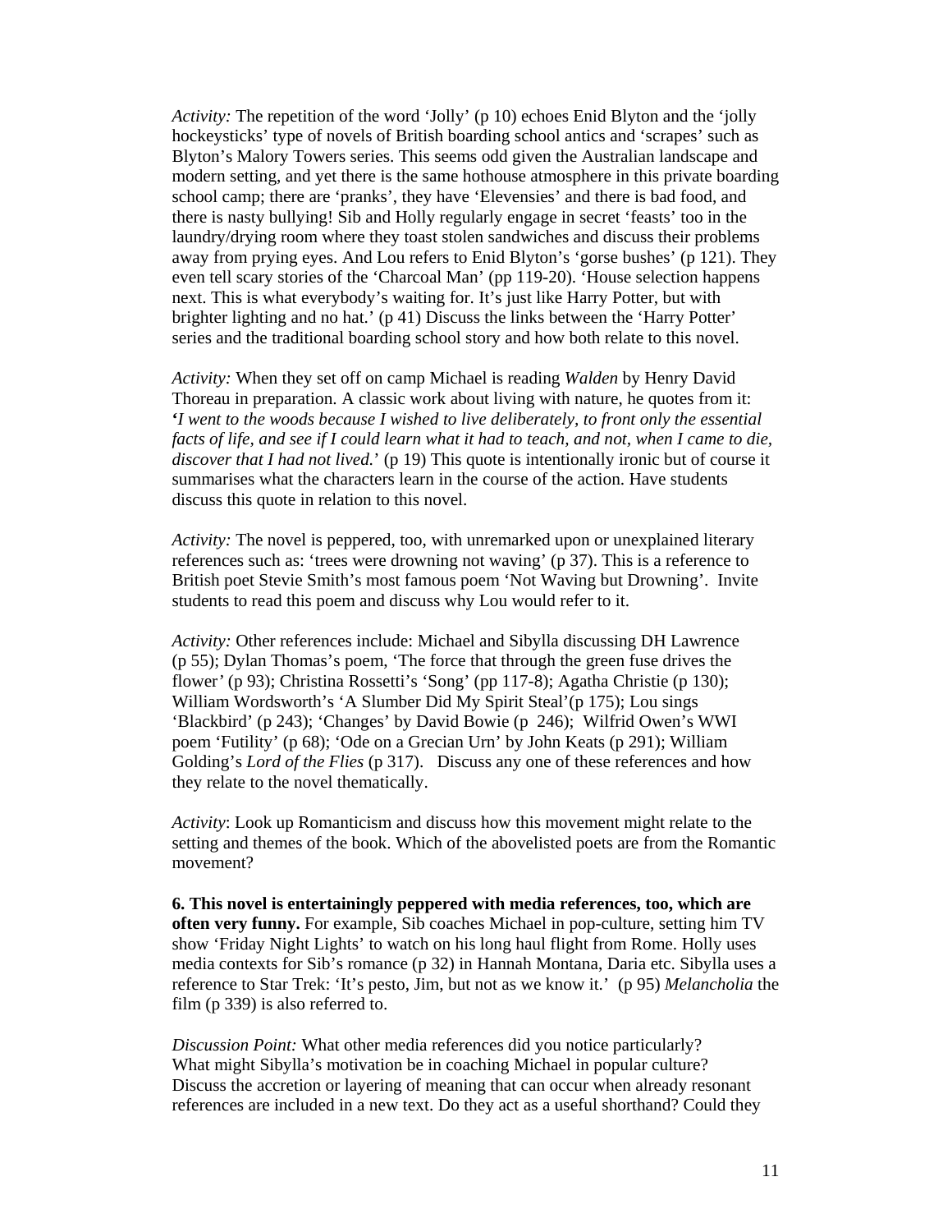*Activity:* The repetition of the word 'Jolly' (p 10) echoes Enid Blyton and the 'jolly hockeysticks' type of novels of British boarding school antics and 'scrapes' such as Blyton's Malory Towers series. This seems odd given the Australian landscape and modern setting, and yet there is the same hothouse atmosphere in this private boarding school camp; there are 'pranks', they have 'Elevensies' and there is bad food, and there is nasty bullying! Sib and Holly regularly engage in secret 'feasts' too in the laundry/drying room where they toast stolen sandwiches and discuss their problems away from prying eyes. And Lou refers to Enid Blyton's 'gorse bushes' (p 121). They even tell scary stories of the 'Charcoal Man' (pp 119-20). 'House selection happens next. This is what everybody's waiting for. It's just like Harry Potter, but with brighter lighting and no hat.' (p 41) Discuss the links between the 'Harry Potter' series and the traditional boarding school story and how both relate to this novel.

*Activity:* When they set off on camp Michael is reading *Walden* by Henry David Thoreau in preparation. A classic work about living with nature, he quotes from it: **'***I went to the woods because I wished to live deliberately, to front only the essential facts of life, and see if I could learn what it had to teach, and not, when I came to die, discover that I had not lived.*' (p 19) This quote is intentionally ironic but of course it summarises what the characters learn in the course of the action. Have students discuss this quote in relation to this novel.

*Activity:* The novel is peppered, too, with unremarked upon or unexplained literary references such as: 'trees were drowning not waving' (p 37). This is a reference to British poet Stevie Smith's most famous poem 'Not Waving but Drowning'. Invite students to read this poem and discuss why Lou would refer to it.

*Activity:* Other references include: Michael and Sibylla discussing DH Lawrence (p 55); Dylan Thomas's poem, 'The force that through the green fuse drives the flower' (p 93); Christina Rossetti's 'Song' (pp 117-8); Agatha Christie (p 130); William Wordsworth's 'A Slumber Did My Spirit Steal'(p 175); Lou sings 'Blackbird' (p 243); 'Changes' by David Bowie (p 246); Wilfrid Owen's WWI poem 'Futility' (p 68); 'Ode on a Grecian Urn' by John Keats (p 291); William Golding's *Lord of the Flies* (p 317). Discuss any one of these references and how they relate to the novel thematically.

*Activity*: Look up Romanticism and discuss how this movement might relate to the setting and themes of the book. Which of the abovelisted poets are from the Romantic movement?

**6. This novel is entertainingly peppered with media references, too, which are often very funny.** For example, Sib coaches Michael in pop-culture, setting him TV show 'Friday Night Lights' to watch on his long haul flight from Rome. Holly uses media contexts for Sib's romance (p 32) in Hannah Montana, Daria etc. Sibylla uses a reference to Star Trek: 'It's pesto, Jim, but not as we know it.' (p 95) *Melancholia* the film (p 339) is also referred to.

*Discussion Point:* What other media references did you notice particularly? What might Sibylla's motivation be in coaching Michael in popular culture? Discuss the accretion or layering of meaning that can occur when already resonant references are included in a new text. Do they act as a useful shorthand? Could they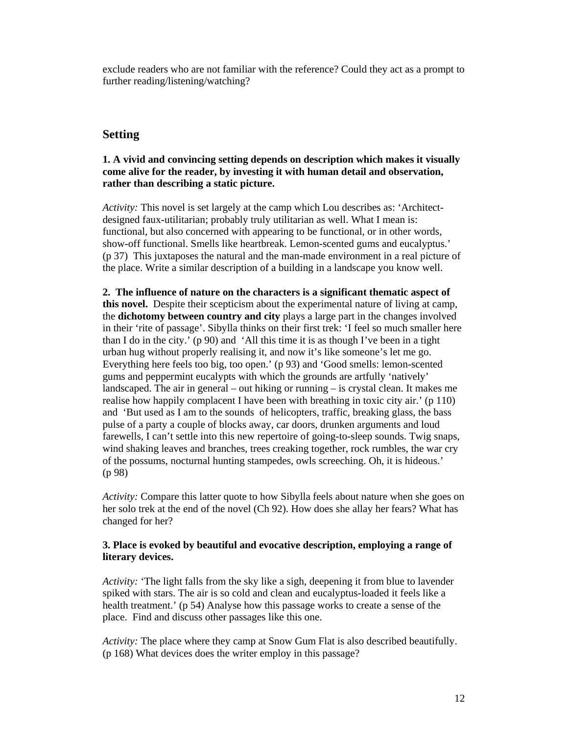exclude readers who are not familiar with the reference? Could they act as a prompt to further reading/listening/watching?

## Setting

**1. A vivid and convincing setting depends on description which makes it visually come alive for the reader, by investing it with human detail and observation, rather than describing a static picture.**

*Activity:* This novel is set largely at the camp which Lou describes as: 'Architect-designed faux-utilitarian; probably truly utilitarian as well. What I mean is: functional, but also concerned with appearing to be functional, or in other words, show-off functional. Smells like heartbreak. Lemon-scented gums and eucalyptus.' (p 37) This juxtaposes the natural and the man-made environment in a real picture of the place. Write a similar description of a building in a landscape you know well.

**2. The influence of nature on the characters is a significant thematic aspect of this novel.** Despite their scepticism about the experimental nature of living at camp, the **dichotomy between country and city** plays a large part in the changes involved in their 'rite of passage'. Sibylla thinks on their first trek: 'I feel so much smaller here than I do in the city.' (p 90) and 'All this time it is as though I've been in a tight urban hug without properly realising it, and now it's like someone's let me go. Everything here feels too big, too open.' (p 93) and 'Good smells: lemon-scented gums and peppermint eucalypts with which the grounds are artfully 'natively' landscaped. The air in general – out hiking or running – is crystal clean. It makes me realise how happily complacent I have been with breathing in toxic city air.' (p 110) and 'But used as I am to the sounds of helicopters, traffic, breaking glass, the bass pulse of a party a couple of blocks away, car doors, drunken arguments and loud farewells, I can't settle into this new repertoire of going-to-sleep sounds. Twig snaps, wind shaking leaves and branches, trees creaking together, rock rumbles, the war cry of the possums, nocturnal hunting stampedes, owls screeching. Oh, it is hideous.' (p 98)

*Activity:* Compare this latter quote to how Sibylla feels about nature when she goes on her solo trek at the end of the novel (Ch 92). How does she allay her fears? What has changed for her?

**3. Place is evoked by beautiful and evocative description, employing a range of literary devices.**

*Activity:* 'The light falls from the sky like a sigh, deepening it from blue to lavender spiked with stars. The air is so cold and clean and eucalyptus-loaded it feels like a health treatment.' (p 54) Analyse how this passage works to create a sense of the place. Find and discuss other passages like this one.

*Activity:* The place where they camp at Snow Gum Flat is also described beautifully. (p 168) What devices does the writer employ in this passage?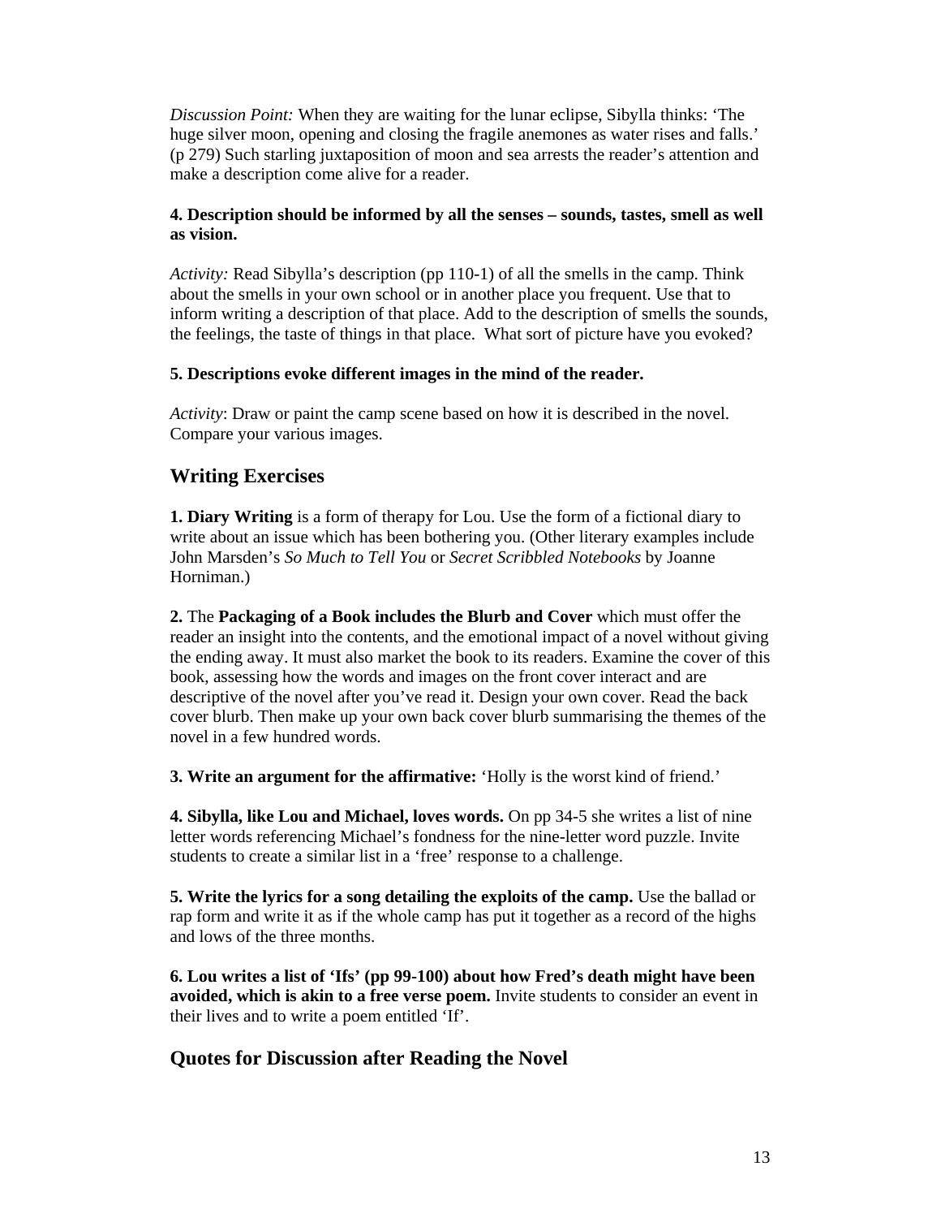*Discussion Point:* When they are waiting for the lunar eclipse, Sibylla thinks: 'The huge silver moon, opening and closing the fragile anemones as water rises and falls.' (p 279) Such starling juxtaposition of moon and sea arrests the reader's attention and make a description come alive for a reader.

**4. Description should be informed by all the senses – sounds, tastes, smell as well as vision.**

*Activity:* Read Sibylla's description (pp 110-1) of all the smells in the camp. Think about the smells in your own school or in another place you frequent. Use that to inform writing a description of that place. Add to the description of smells the sounds, the feelings, the taste of things in that place. What sort of picture have you evoked?

**5. Descriptions evoke different images in the mind of the reader.**

*Activity*: Draw or paint the camp scene based on how it is described in the novel. Compare your various images.

## Writing Exercises

**1. Diary Writing** is a form of therapy for Lou. Use the form of a fictional diary to write about an issue which has been bothering you. (Other literary examples include John Marsden's *So Much to Tell You* or *Secret Scribbled Notebooks* by Joanne Horniman.)

**2.** The **Packaging of a Book includes the Blurb and Cover** which must offer the reader an insight into the contents, and the emotional impact of a novel without giving the ending away. It must also market the book to its readers. Examine the cover of this book, assessing how the words and images on the front cover interact and are descriptive of the novel after you've read it. Design your own cover. Read the back cover blurb. Then make up your own back cover blurb summarising the themes of the novel in a few hundred words.

**3. Write an argument for the affirmative:** 'Holly is the worst kind of friend.'

**4. Sibylla, like Lou and Michael, loves words.** On pp 34-5 she writes a list of nine letter words referencing Michael's fondness for the nine-letter word puzzle. Invite students to create a similar list in a 'free' response to a challenge.

**5. Write the lyrics for a song detailing the exploits of the camp.** Use the ballad or rap form and write it as if the whole camp has put it together as a record of the highs and lows of the three months.

**6. Lou writes a list of 'Ifs' (pp 99-100) about how Fred's death might have been avoided, which is akin to a free verse poem.** Invite students to consider an event in their lives and to write a poem entitled 'If'.

## Quotes for Discussion after Reading the Novel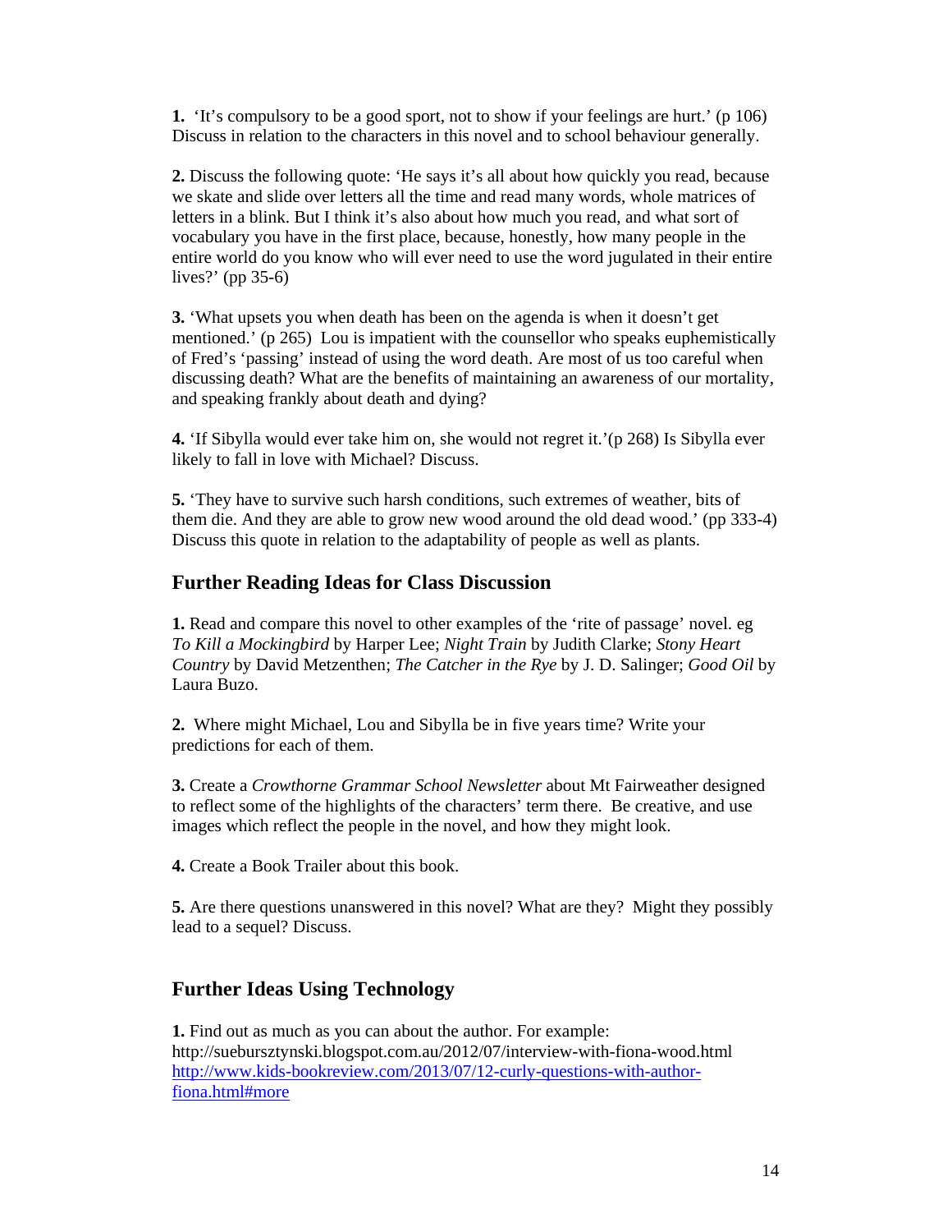**1.** 'It's compulsory to be a good sport, not to show if your feelings are hurt.' (p 106) Discuss in relation to the characters in this novel and to school behaviour generally.

**2.** Discuss the following quote: 'He says it's all about how quickly you read, because we skate and slide over letters all the time and read many words, whole matrices of letters in a blink. But I think it's also about how much you read, and what sort of vocabulary you have in the first place, because, honestly, how many people in the entire world do you know who will ever need to use the word jugulated in their entire lives?' (pp 35-6)

**3.** 'What upsets you when death has been on the agenda is when it doesn't get mentioned.' (p 265) Lou is impatient with the counsellor who speaks euphemistically of Fred's 'passing' instead of using the word death. Are most of us too careful when discussing death? What are the benefits of maintaining an awareness of our mortality, and speaking frankly about death and dying?

**4.** 'If Sibylla would ever take him on, she would not regret it.'(p 268) Is Sibylla ever likely to fall in love with Michael? Discuss.

**5.** 'They have to survive such harsh conditions, such extremes of weather, bits of them die. And they are able to grow new wood around the old dead wood.' (pp 333-4) Discuss this quote in relation to the adaptability of people as well as plants.

## Further Reading Ideas for Class Discussion

**1.** Read and compare this novel to other examples of the 'rite of passage' novel. eg *To Kill a Mockingbird* by Harper Lee; *Night Train* by Judith Clarke; *Stony Heart Country* by David Metzenthen; *The Catcher in the Rye* by J. D. Salinger; *Good Oil* by Laura Buzo.

**2.** Where might Michael, Lou and Sibylla be in five years time? Write your predictions for each of them.

**3.** Create a *Crowthorne Grammar School Newsletter* about Mt Fairweather designed to reflect some of the highlights of the characters' term there. Be creative, and use images which reflect the people in the novel, and how they might look.

**4.** Create a Book Trailer about this book.

**5.** Are there questions unanswered in this novel? What are they? Might they possibly lead to a sequel? Discuss.

## Further Ideas Using Technology

**1.** Find out as much as you can about the author. For example:
http://suebursztynski.blogspot.com.au/2012/07/interview-with-fiona-wood.html
http://www.kids-bookreview.com/2013/07/12-curly-questions-with-author-fiona.html#more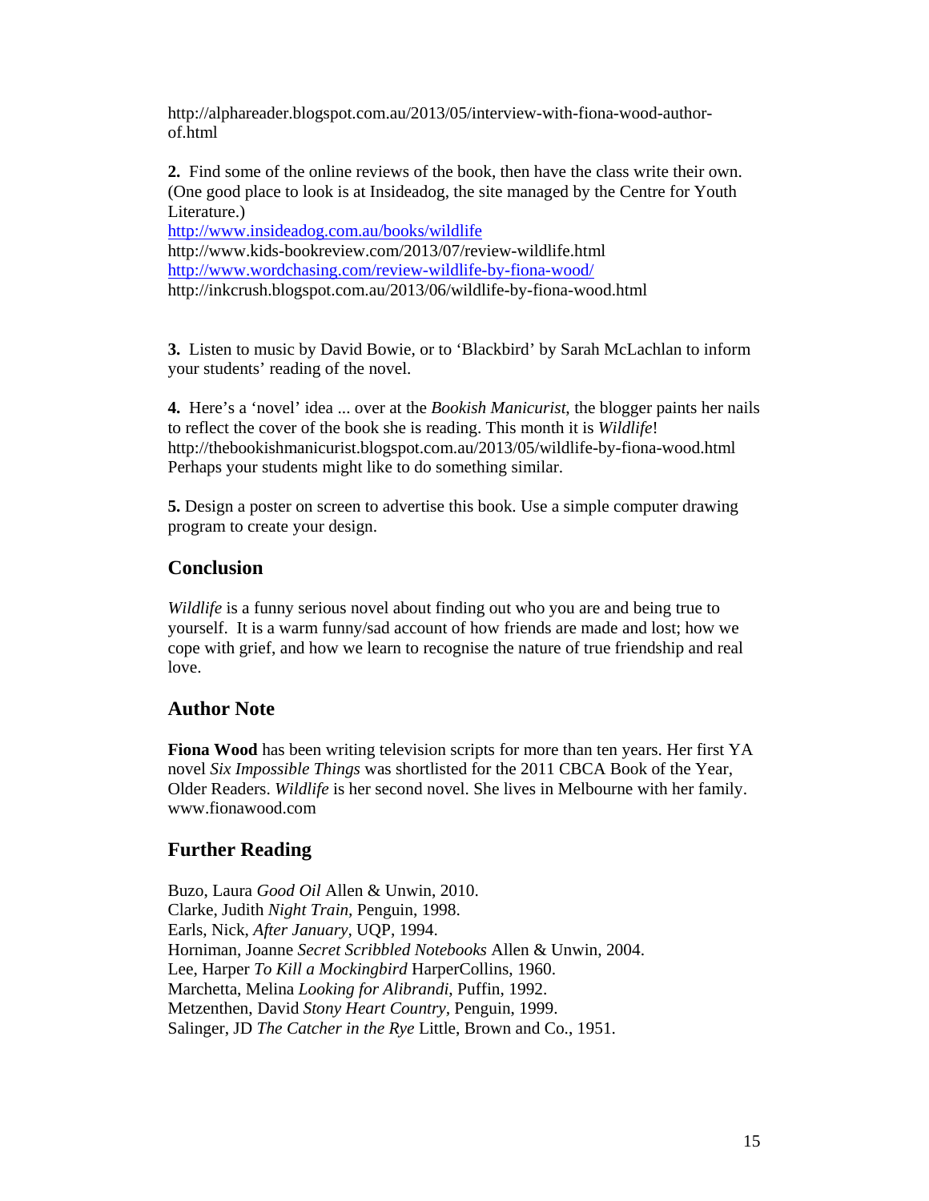http://alphareader.blogspot.com.au/2013/05/interview-with-fiona-wood-author-of.html

**2.** Find some of the online reviews of the book, then have the class write their own. (One good place to look is at Insideadog, the site managed by the Centre for Youth Literature.)
http://www.insideadog.com.au/books/wildlife
http://www.kids-bookreview.com/2013/07/review-wildlife.html
http://www.wordchasing.com/review-wildlife-by-fiona-wood/
http://inkcrush.blogspot.com.au/2013/06/wildlife-by-fiona-wood.html

**3.** Listen to music by David Bowie, or to 'Blackbird' by Sarah McLachlan to inform your students' reading of the novel.

**4.** Here's a 'novel' idea ... over at the *Bookish Manicurist*, the blogger paints her nails to reflect the cover of the book she is reading. This month it is *Wildlife*!
http://thebookishmanicurist.blogspot.com.au/2013/05/wildlife-by-fiona-wood.html
Perhaps your students might like to do something similar.

**5.** Design a poster on screen to advertise this book. Use a simple computer drawing program to create your design.

## Conclusion

*Wildlife* is a funny serious novel about finding out who you are and being true to yourself. It is a warm funny/sad account of how friends are made and lost; how we cope with grief, and how we learn to recognise the nature of true friendship and real love.

## Author Note

**Fiona Wood** has been writing television scripts for more than ten years. Her first YA novel *Six Impossible Things* was shortlisted for the 2011 CBCA Book of the Year, Older Readers. *Wildlife* is her second novel. She lives in Melbourne with her family.
www.fionawood.com

## Further Reading

Buzo, Laura *Good Oil* Allen & Unwin, 2010.
Clarke, Judith *Night Train,* Penguin, 1998.
Earls, Nick, *After January,* UQP, 1994.
Horniman, Joanne *Secret Scribbled Notebooks* Allen & Unwin, 2004.
Lee, Harper *To Kill a Mockingbird* HarperCollins, 1960.
Marchetta, Melina *Looking for Alibrandi*, Puffin, 1992.
Metzenthen, David *Stony Heart Country*, Penguin, 1999.
Salinger, JD *The Catcher in the Rye* Little, Brown and Co., 1951.